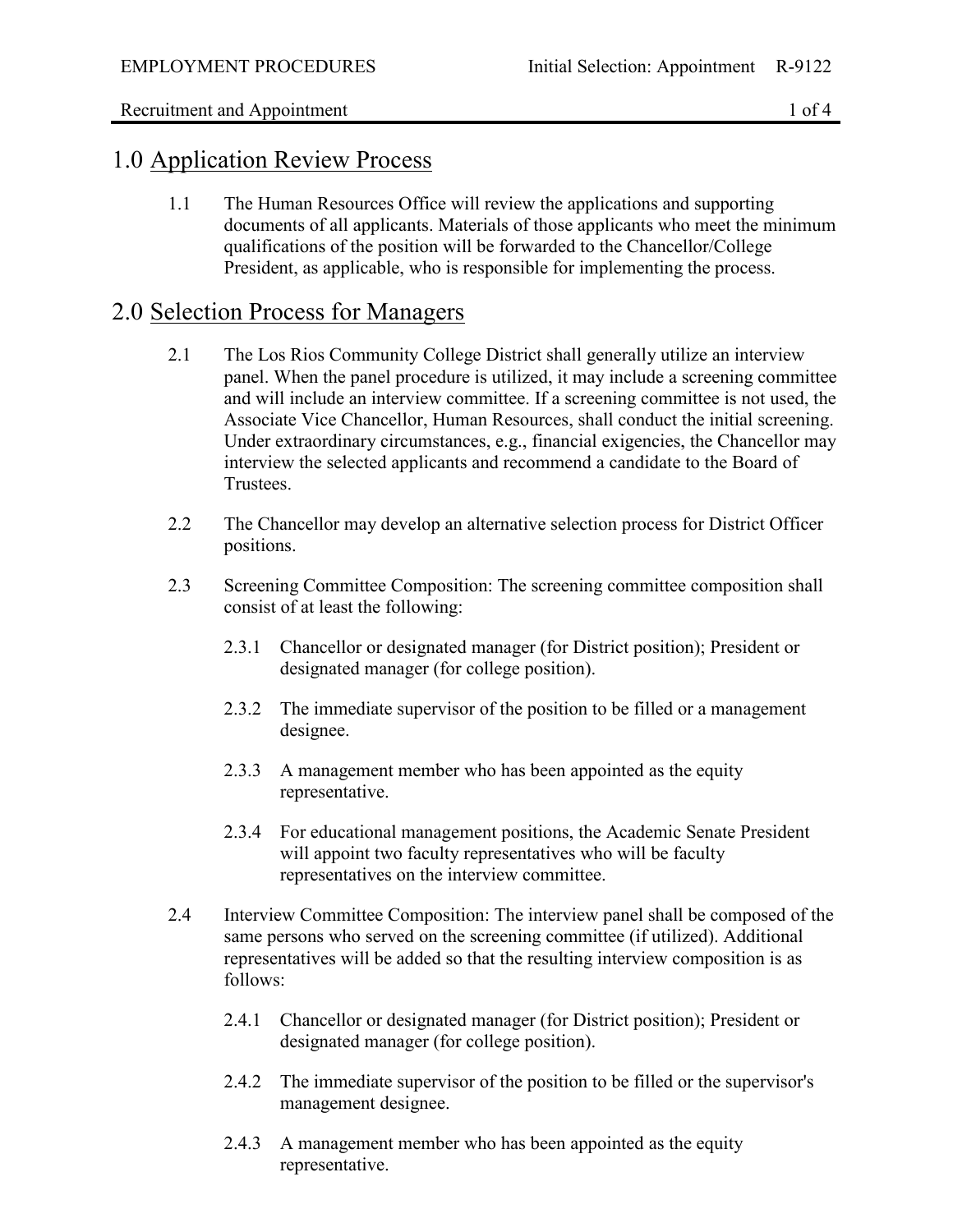# 1.0 Application Review Process

1.1 The Human Resources Office will review the applications and supporting documents of all applicants. Materials of those applicants who meet the minimum qualifications of the position will be forwarded to the Chancellor/College President, as applicable, who is responsible for implementing the process.

# 2.0 Selection Process for Managers

2.1 The Los Rios Community College District shall generally utilize an interview panel. When the panel procedure is utilized, it may include a screening committee and will include an interview committee. If a screening committee is not used, the Associate Vice Chancellor, Human Resources, shall conduct the initial screening. Under extraordinary circumstances, e.g., financial exigencies, the Chancellor may interview the selected applicants and recommend a candidate to the Board of Trustees.

2.2 The Chancellor may develop an alternative selection process for District Officer positions.

2.3 Screening Committee Composition: The screening committee composition shall consist of at least the following:

2.3.1 Chancellor or designated manager (for District position); President or designated manager (for college position).

2.3.2 The immediate supervisor of the position to be filled or a management designee.

2.3.3 A management member who has been appointed as the equity representative.

2.3.4 For educational management positions, the Academic Senate President will appoint two faculty representatives who will be faculty representatives on the interview committee.

2.4 Interview Committee Composition: The interview panel shall be composed of the same persons who served on the screening committee (if utilized). Additional representatives will be added so that the resulting interview composition is as follows:

2.4.1 Chancellor or designated manager (for District position); President or designated manager (for college position).

2.4.2 The immediate supervisor of the position to be filled or the supervisor's management designee.

2.4.3 A management member who has been appointed as the equity representative.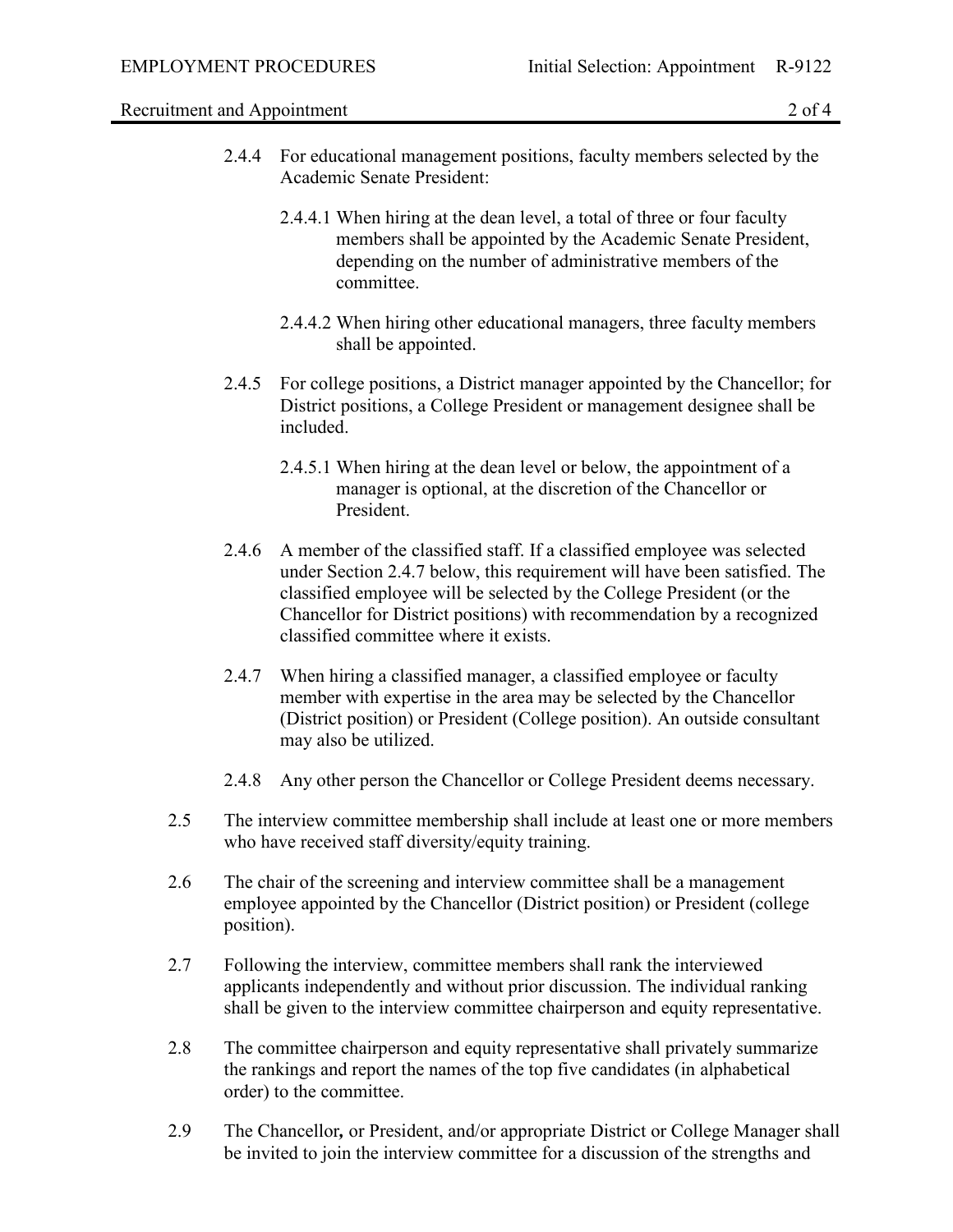2.4.4 For educational management positions, faculty members selected by the Academic Senate President:

2.4.4.1 When hiring at the dean level, a total of three or four faculty members shall be appointed by the Academic Senate President, depending on the number of administrative members of the committee.

2.4.4.2 When hiring other educational managers, three faculty members shall be appointed.

2.4.5 For college positions, a District manager appointed by the Chancellor; for District positions, a College President or management designee shall be included.

2.4.5.1 When hiring at the dean level or below, the appointment of a manager is optional, at the discretion of the Chancellor or President.

2.4.6 A member of the classified staff. If a classified employee was selected under Section 2.4.7 below, this requirement will have been satisfied. The classified employee will be selected by the College President (or the Chancellor for District positions) with recommendation by a recognized classified committee where it exists.

2.4.7 When hiring a classified manager, a classified employee or faculty member with expertise in the area may be selected by the Chancellor (District position) or President (College position). An outside consultant may also be utilized.

2.4.8 Any other person the Chancellor or College President deems necessary.

2.5 The interview committee membership shall include at least one or more members who have received staff diversity/equity training.

2.6 The chair of the screening and interview committee shall be a management employee appointed by the Chancellor (District position) or President (college position).

2.7 Following the interview, committee members shall rank the interviewed applicants independently and without prior discussion. The individual ranking shall be given to the interview committee chairperson and equity representative.

2.8 The committee chairperson and equity representative shall privately summarize the rankings and report the names of the top five candidates (in alphabetical order) to the committee.

2.9 The Chancellor**,** or President, and/or appropriate District or College Manager shall be invited to join the interview committee for a discussion of the strengths and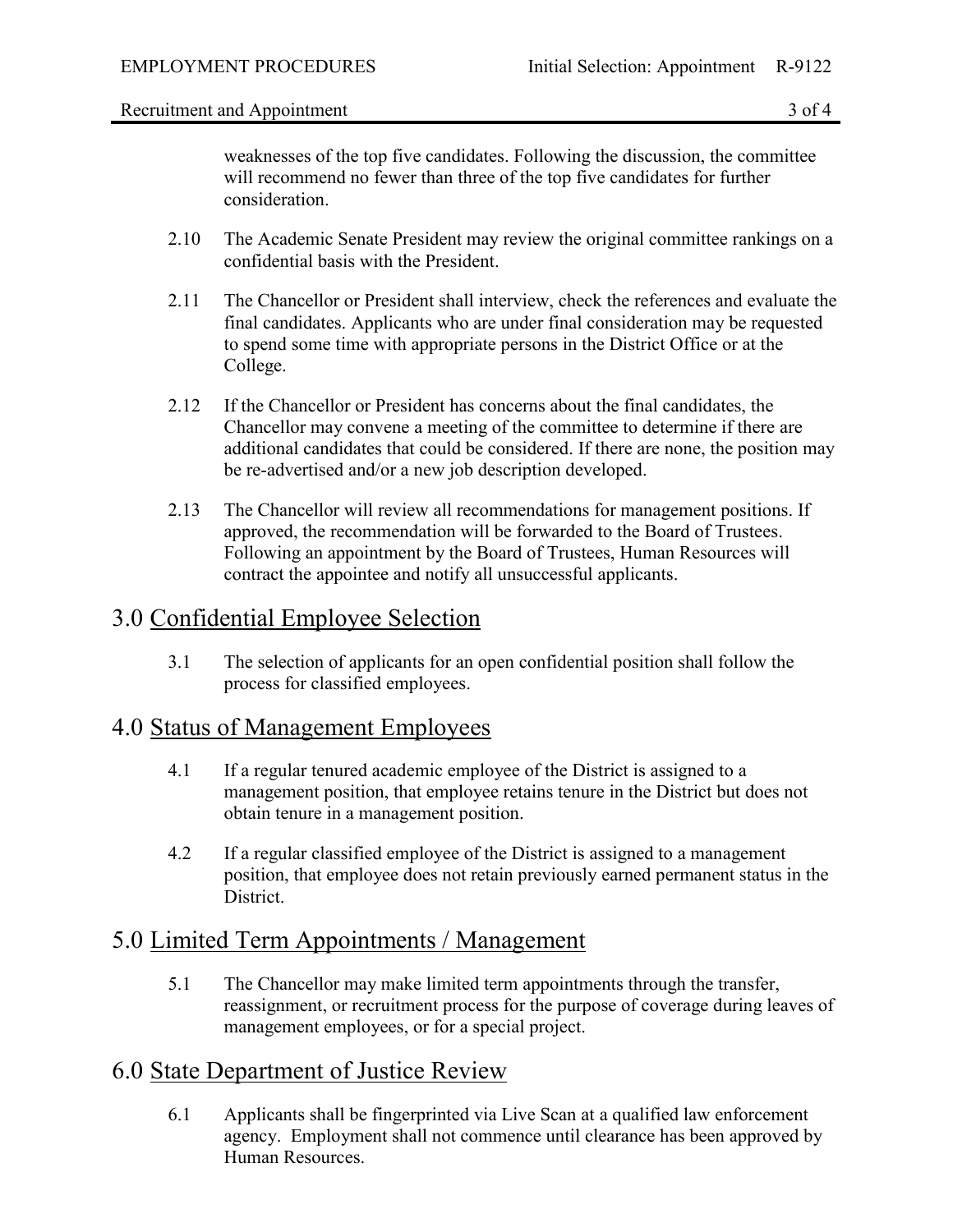weaknesses of the top five candidates. Following the discussion, the committee will recommend no fewer than three of the top five candidates for further consideration.

2.10 The Academic Senate President may review the original committee rankings on a confidential basis with the President.

2.11 The Chancellor or President shall interview, check the references and evaluate the final candidates. Applicants who are under final consideration may be requested to spend some time with appropriate persons in the District Office or at the College.

2.12 If the Chancellor or President has concerns about the final candidates, the Chancellor may convene a meeting of the committee to determine if there are additional candidates that could be considered. If there are none, the position may be re-advertised and/or a new job description developed.

2.13 The Chancellor will review all recommendations for management positions. If approved, the recommendation will be forwarded to the Board of Trustees. Following an appointment by the Board of Trustees, Human Resources will contract the appointee and notify all unsuccessful applicants.

## 3.0 Confidential Employee Selection

3.1 The selection of applicants for an open confidential position shall follow the process for classified employees.

## 4.0 Status of Management Employees

4.1 If a regular tenured academic employee of the District is assigned to a management position, that employee retains tenure in the District but does not obtain tenure in a management position.

4.2 If a regular classified employee of the District is assigned to a management position, that employee does not retain previously earned permanent status in the District.

## 5.0 Limited Term Appointments / Management

5.1 The Chancellor may make limited term appointments through the transfer, reassignment, or recruitment process for the purpose of coverage during leaves of management employees, or for a special project.

## 6.0 State Department of Justice Review

6.1 Applicants shall be fingerprinted via Live Scan at a qualified law enforcement agency. Employment shall not commence until clearance has been approved by Human Resources.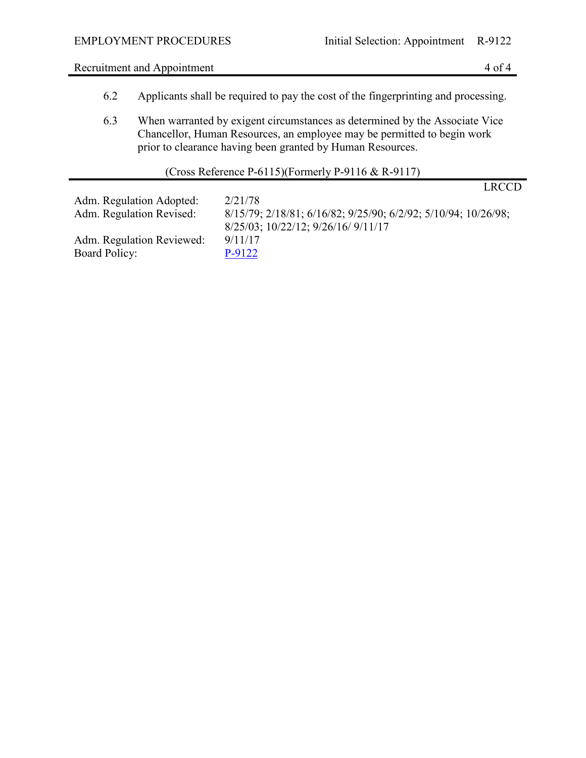6.2 Applicants shall be required to pay the cost of the fingerprinting and processing.

6.3 When warranted by exigent circumstances as determined by the Associate Vice Chancellor, Human Resources, an employee may be permitted to begin work prior to clearance having been granted by Human Resources.

(Cross Reference P-6115)(Formerly P-9116 & R-9117)

LRCCD

| | |
|---|---|
| Adm. Regulation Adopted: | 2/21/78 |
| Adm. Regulation Revised: | 8/15/79; 2/18/81; 6/16/82; 9/25/90; 6/2/92; 5/10/94; 10/26/98; 8/25/03; 10/22/12; 9/26/16/ 9/11/17 |
| Adm. Regulation Reviewed: | 9/11/17 |
| Board Policy: | P-9122 |